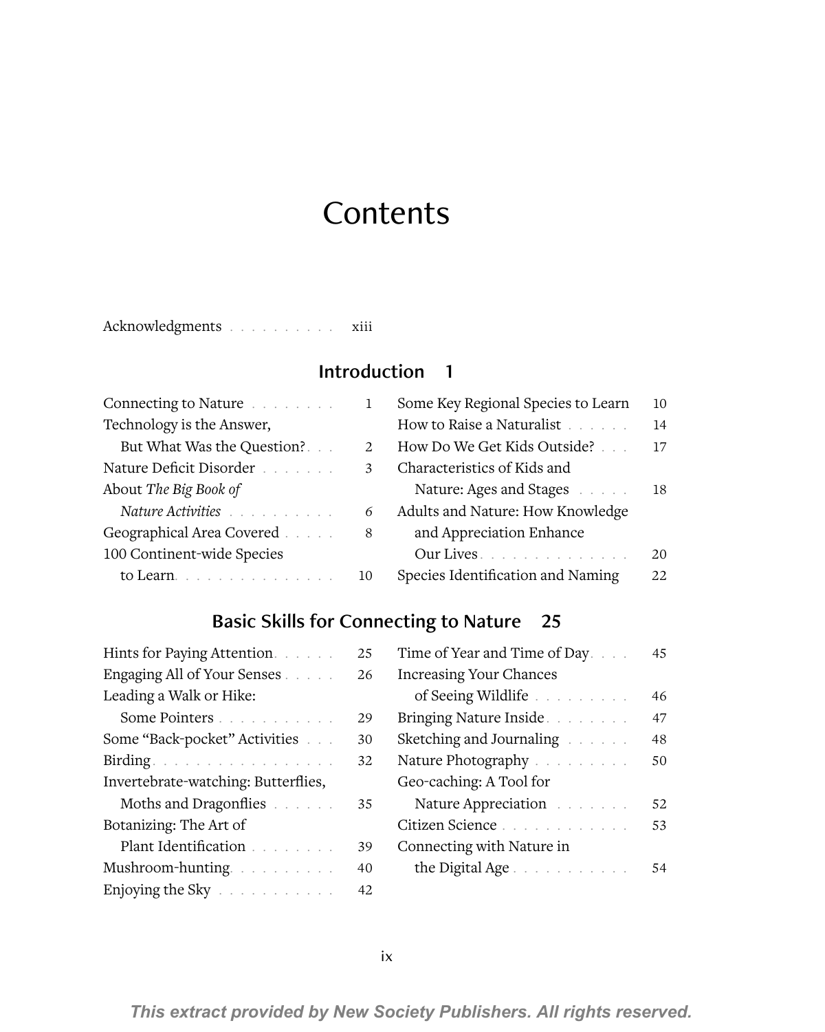# Contents

Acknowledgments . . . . . . . . . . xiii

## Introduction 1

- Connecting to Nature . . . . . . . . 1
- Technology is the Answer, But What Was the Question? . . . 2
- Nature Deficit Disorder . . . . . . . 3
- About *The Big Book of Nature Activities* . . . . . . . . . . 6
- Geographical Area Covered . . . . . 8
- 100 Continent-wide Species to Learn . . . . . . . . . . . . . . 10
- Some Key Regional Species to Learn 10
- How to Raise a Naturalist . . . . . . 14
- How Do We Get Kids Outside? . . . 17
- Characteristics of Kids and Nature: Ages and Stages . . . . . 18
- Adults and Nature: How Knowledge and Appreciation Enhance Our Lives . . . . . . . . . . . . . . 20
- Species Identification and Naming 22

## Basic Skills for Connecting to Nature 25

- Hints for Paying Attention . . . . . . 25
- Engaging All of Your Senses . . . . . 26
- Leading a Walk or Hike: Some Pointers . . . . . . . . . . . 29
- Some "Back-pocket" Activities . . . 30
- Birding . . . . . . . . . . . . . . . . . 32
- Invertebrate-watching: Butterflies, Moths and Dragonflies . . . . . . 35
- Botanizing: The Art of Plant Identification . . . . . . . . 39
- Mushroom-hunting . . . . . . . . . 40
- Enjoying the Sky . . . . . . . . . . . 42
- Time of Year and Time of Day . . . . 45
- Increasing Your Chances of Seeing Wildlife . . . . . . . . . 46
- Bringing Nature Inside . . . . . . . . 47
- Sketching and Journaling . . . . . . 48
- Nature Photography . . . . . . . . . 50
- Geo-caching: A Tool for Nature Appreciation . . . . . . . 52
- Citizen Science . . . . . . . . . . . . 53
- Connecting with Nature in the Digital Age . . . . . . . . . . . 54

*This extract provided by New Society Publishers. All rights reserved.*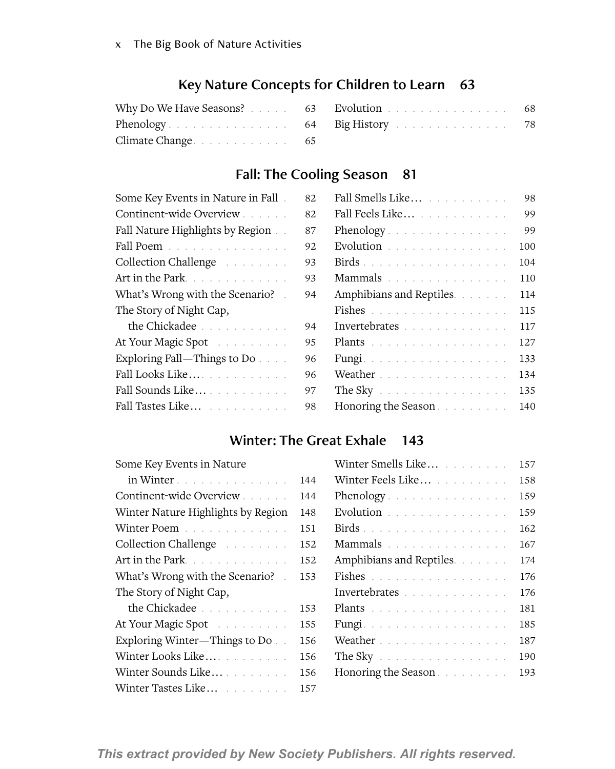## Key Nature Concepts for Children to Learn 63

- Why Do We Have Seasons? 63
- Phenology 64
- Climate Change 65
- Evolution 68
- Big History 78

## Fall: The Cooling Season 81

- Some Key Events in Nature in Fall 82
- Continent-wide Overview 82
- Fall Nature Highlights by Region 87
- Fall Poem 92
- Collection Challenge 93
- Art in the Park 93
- What's Wrong with the Scenario? 94
- The Story of Night Cap, the Chickadee 94
- At Your Magic Spot 95
- Exploring Fall—Things to Do 96
- Fall Looks Like… 96
- Fall Sounds Like… 97
- Fall Tastes Like… 98
- Fall Smells Like… 98
- Fall Feels Like… 99
- Phenology 99
- Evolution 100
- Birds 104
- Mammals 110
- Amphibians and Reptiles 114
- Fishes 115
- Invertebrates 117
- Plants 127
- Fungi 133
- Weather 134
- The Sky 135
- Honoring the Season 140

## Winter: The Great Exhale 143

- Some Key Events in Nature in Winter 144
- Continent-wide Overview 144
- Winter Nature Highlights by Region 148
- Winter Poem 151
- Collection Challenge 152
- Art in the Park 152
- What's Wrong with the Scenario? 153
- The Story of Night Cap, the Chickadee 153
- At Your Magic Spot 155
- Exploring Winter—Things to Do 156
- Winter Looks Like… 156
- Winter Sounds Like… 156
- Winter Tastes Like… 157
- Winter Smells Like… 157
- Winter Feels Like… 158
- Phenology 159
- Evolution 159
- Birds 162
- Mammals 167
- Amphibians and Reptiles 174
- Fishes 176
- Invertebrates 176
- Plants 181
- Fungi 185
- Weather 187
- The Sky 190
- Honoring the Season 193

*This extract provided by New Society Publishers. All rights reserved.*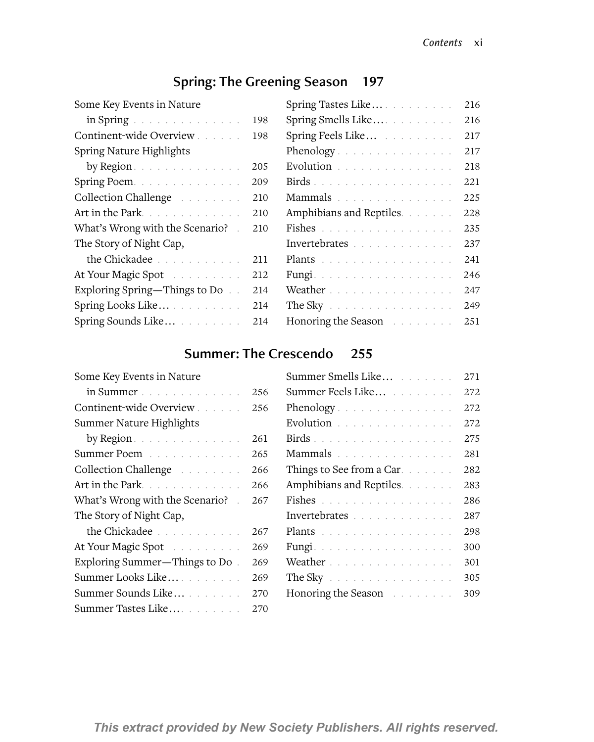## Spring: The Greening Season 197

- Some Key Events in Nature in Spring 198
- Continent-wide Overview 198
- Spring Nature Highlights by Region 205
- Spring Poem 209
- Collection Challenge 210
- Art in the Park 210
- What's Wrong with the Scenario? 210
- The Story of Night Cap, the Chickadee 211
- At Your Magic Spot 212
- Exploring Spring—Things to Do 214
- Spring Looks Like… 214
- Spring Sounds Like… 214
- Spring Tastes Like… 216
- Spring Smells Like… 216
- Spring Feels Like… 217
- Phenology 217
- Evolution 218
- Birds 221
- Mammals 225
- Amphibians and Reptiles 228
- Fishes 235
- Invertebrates 237
- Plants 241
- Fungi 246
- Weather 247
- The Sky 249
- Honoring the Season 251

## Summer: The Crescendo 255

- Some Key Events in Nature in Summer 256
- Continent-wide Overview 256
- Summer Nature Highlights by Region 261
- Summer Poem 265
- Collection Challenge 266
- Art in the Park 266
- What's Wrong with the Scenario? 267
- The Story of Night Cap, the Chickadee 267
- At Your Magic Spot 269
- Exploring Summer—Things to Do 269
- Summer Looks Like… 269
- Summer Sounds Like… 270
- Summer Tastes Like… 270
- Summer Smells Like… 271
- Summer Feels Like… 272
- Phenology 272
- Evolution 272
- Birds 275
- Mammals 281
- Things to See from a Car 282
- Amphibians and Reptiles 283
- Fishes 286
- Invertebrates 287
- Plants 298
- Fungi 300
- Weather 301
- The Sky 305
- Honoring the Season 309

*This extract provided by New Society Publishers. All rights reserved.*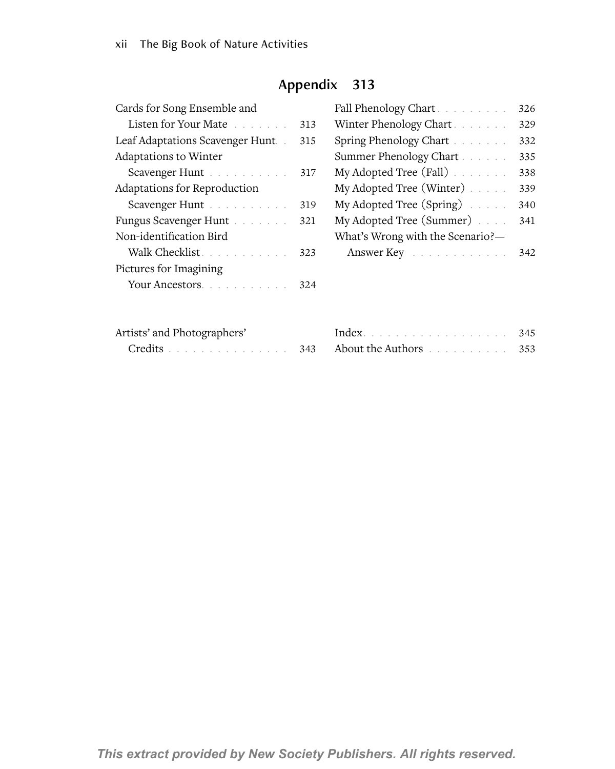## Appendix 313

Cards for Song Ensemble and Listen for Your Mate . . . . . . . 313
Leaf Adaptations Scavenger Hunt. . 315
Adaptations to Winter Scavenger Hunt . . . . . . . . . . 317
Adaptations for Reproduction Scavenger Hunt . . . . . . . . . . 319
Fungus Scavenger Hunt . . . . . . . 321
Non-identification Bird Walk Checklist. . . . . . . . . . . 323
Pictures for Imagining Your Ancestors. . . . . . . . . . . 324
Fall Phenology Chart. . . . . . . . . 326
Winter Phenology Chart. . . . . . . 329
Spring Phenology Chart . . . . . . . 332
Summer Phenology Chart . . . . . . 335
My Adopted Tree (Fall) . . . . . . . 338
My Adopted Tree (Winter) . . . . . 339
My Adopted Tree (Spring) . . . . . 340
My Adopted Tree (Summer) . . . . 341
What's Wrong with the Scenario?— Answer Key . . . . . . . . . . . . 342

Artists' and Photographers' Credits . . . . . . . . . . . . . . . 343
Index. . . . . . . . . . . . . . . . . . 345
About the Authors . . . . . . . . . . 353

*This extract provided by New Society Publishers. All rights reserved.*